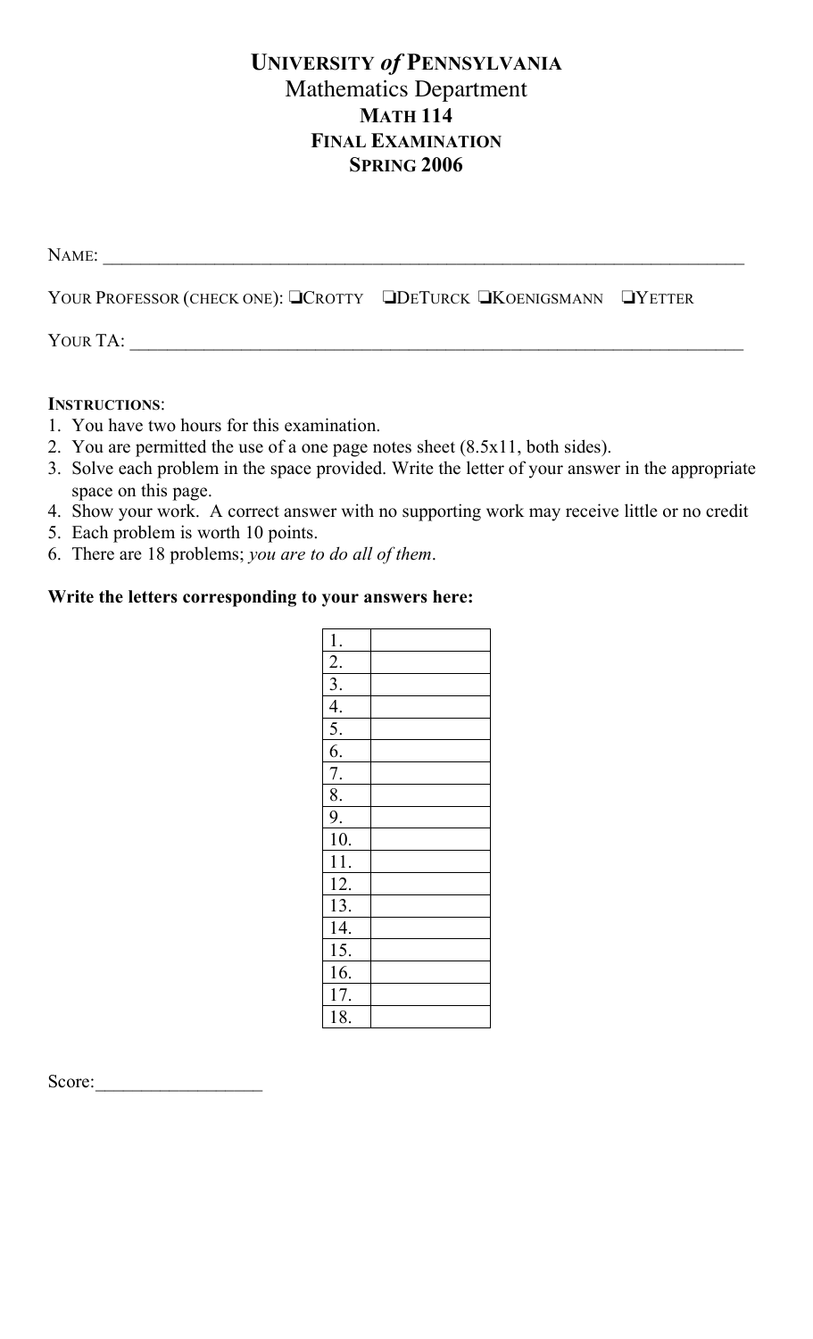# University *of* Pennsylvania

## Mathematics Department

### Math 114

### Final Examination

### Spring 2006

Name: ______________________________________________________________________

Your Professor (check one): ❑Crotty ❑DeTurck ❑Koenigsmann ❑Yetter

Your TA: ____________________________________________________________________

**Instructions**:

1. You have two hours for this examination.
2. You are permitted the use of a one page notes sheet (8.5x11, both sides).
3. Solve each problem in the space provided. Write the letter of your answer in the appropriate space on this page.
4. Show your work. A correct answer with no supporting work may receive little or no credit
5. Each problem is worth 10 points.
6. There are 18 problems; *you are to do all of them*.

**Write the letters corresponding to your answers here:**

| | |
|---|---|
| 1. | |
| 2. | |
| 3. | |
| 4. | |
| 5. | |
| 6. | |
| 7. | |
| 8. | |
| 9. | |
| 10. | |
| 11. | |
| 12. | |
| 13. | |
| 14. | |
| 15. | |
| 16. | |
| 17. | |
| 18. | |

Score:__________________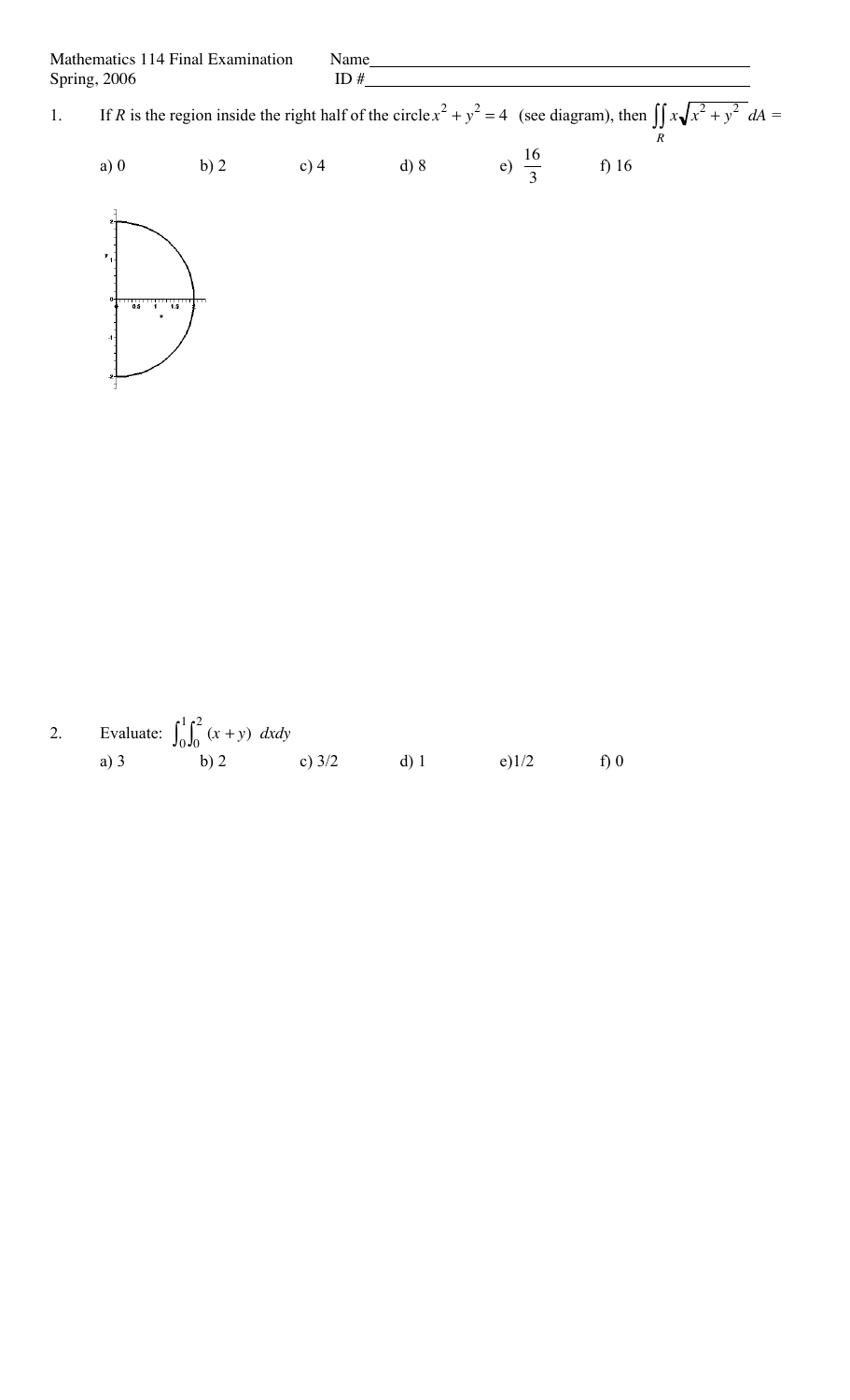Mathematics 114 Final Examination Spring, 2006

Name\_\_\_\_\_\_\_\_\_\_\_\_\_\_\_\_\_\_\_\_\_\_\_\_\_\_\_\_\_\_\_\_\_\_\_\_\_\_\_\_\_\_\_\_

ID #\_\_\_\_\_\_\_\_\_\_\_\_\_\_\_\_\_\_\_\_\_\_\_\_\_\_\_\_\_\_\_\_\_\_\_\_\_\_\_\_\_\_\_\_

1. If $R$ is the region inside the right half of the circle $x^2 + y^2 = 4$ (see diagram), then $\iint_R x\sqrt{x^2 + y^2}\, dA =$

   a) 0 b) 2 c) 4 d) 8 e) $\frac{16}{3}$ f) 16

2. Evaluate: $\int_0^1 \int_0^2 (x + y)\ dxdy$

   a) 3 b) 2 c) 3/2 d) 1 e) 1/2 f) 0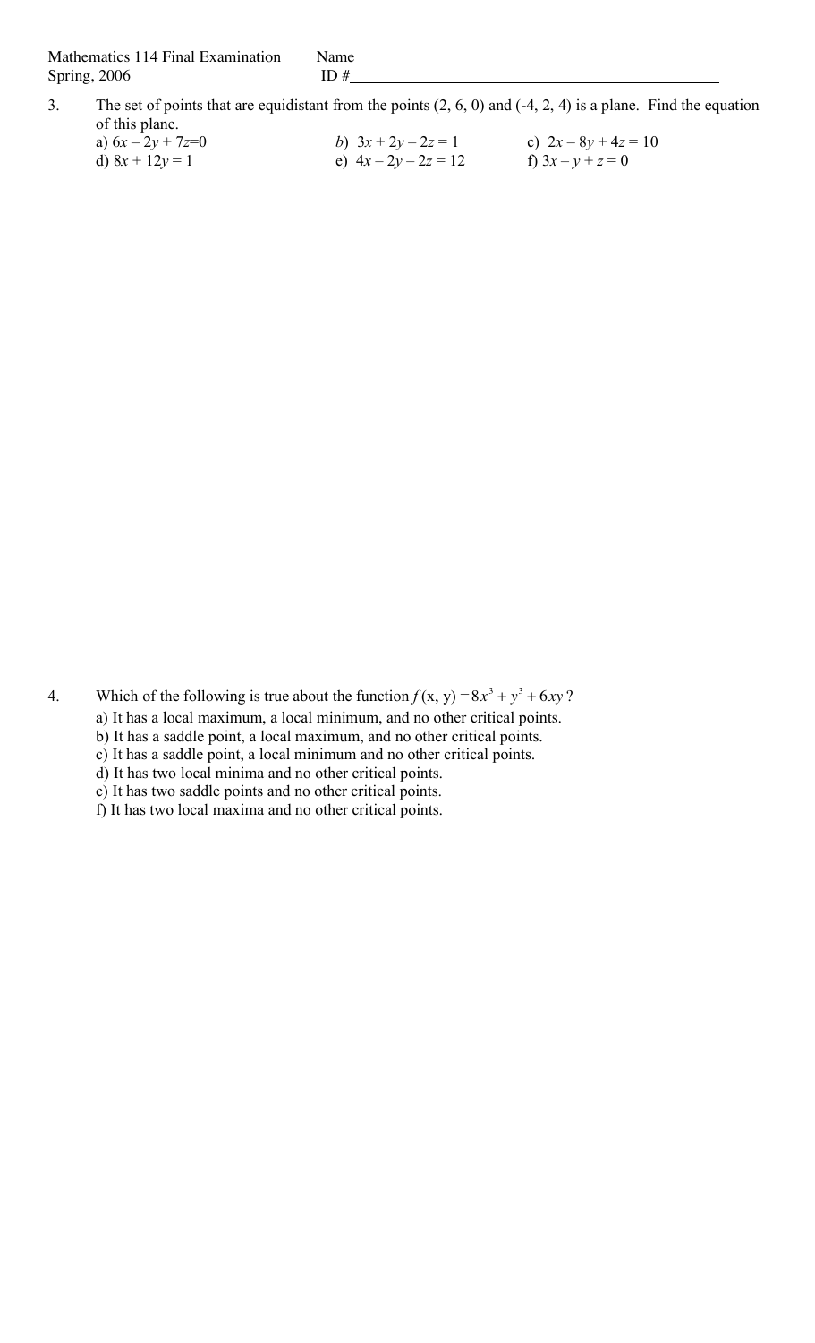Mathematics 114 Final Examination Name\_\_\_\_\_\_\_\_\_\_\_\_\_\_\_\_\_\_\_\_\_\_\_\_\_\_\_\_\_\_\_\_\_\_\_\_\_\_\_\_

Spring, 2006 ID #\_\_\_\_\_\_\_\_\_\_\_\_\_\_\_\_\_\_\_\_\_\_\_\_\_\_\_\_\_\_\_\_\_\_\_\_\_\_\_\_

3. The set of points that are equidistant from the points (2, 6, 0) and (-4, 2, 4) is a plane. Find the equation of this plane.

   a) $6x - 2y + 7z = 0$  
   b) $3x + 2y - 2z = 1$  
   c) $2x - 8y + 4z = 10$  
   d) $8x + 12y = 1$  
   e) $4x - 2y - 2z = 12$  
   f) $3x - y + z = 0$

4. Which of the following is true about the function $f(x, y) = 8x^3 + y^3 + 6xy$?

   a) It has a local maximum, a local minimum, and no other critical points.  
   b) It has a saddle point, a local maximum, and no other critical points.  
   c) It has a saddle point, a local minimum and no other critical points.  
   d) It has two local minima and no other critical points.  
   e) It has two saddle points and no other critical points.  
   f) It has two local maxima and no other critical points.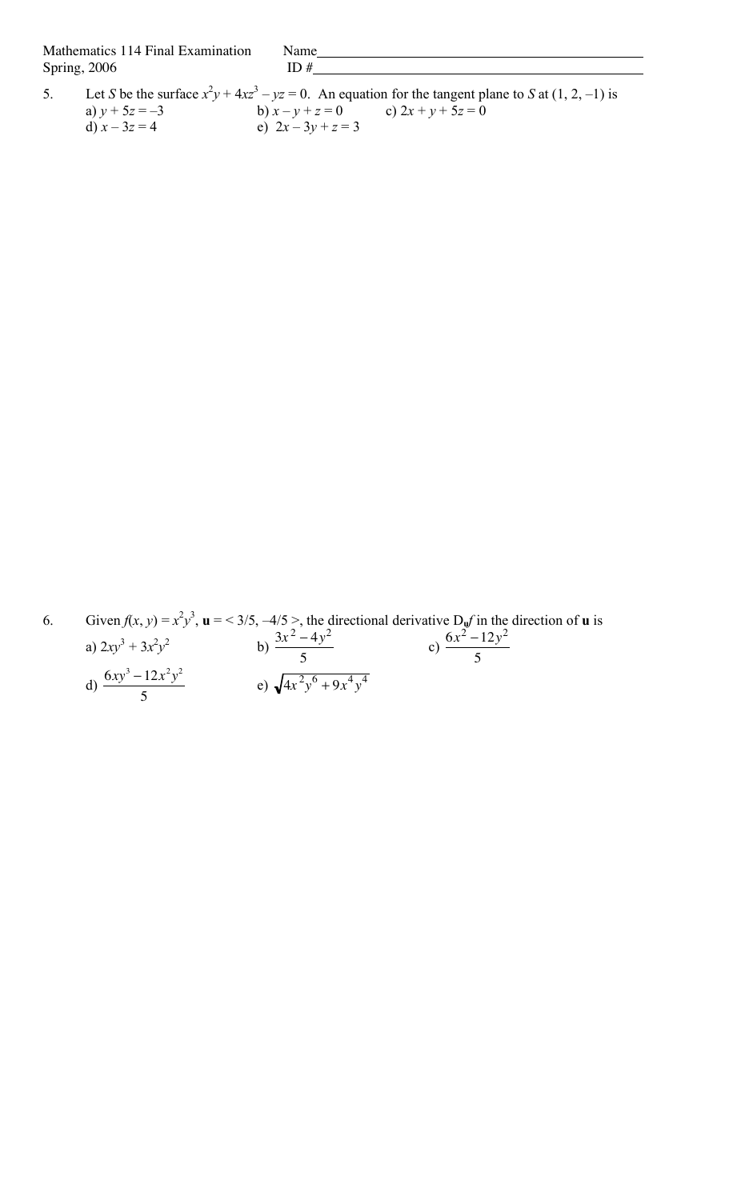Mathematics 114 Final Examination Name\_\_\_\_\_\_\_\_\_\_\_\_\_\_\_\_\_\_\_\_\_\_\_\_\_\_\_\_\_\_\_\_\_\_\_\_\_\_\_\_
Spring, 2006 ID #\_\_\_\_\_\_\_\_\_\_\_\_\_\_\_\_\_\_\_\_\_\_\_\_\_\_\_\_\_\_\_\_\_\_\_\_\_\_\_\_

5. Let $S$ be the surface $x^2y + 4xz^3 - yz = 0$. An equation for the tangent plane to $S$ at $(1, 2, -1)$ is

   a) $y + 5z = -3$  b) $x - y + z = 0$  c) $2x + y + 5z = 0$
   d) $x - 3z = 4$  e) $2x - 3y + z = 3$

6. Given $f(x, y) = x^2y^3$, $\mathbf{u} = \langle 3/5, -4/5 \rangle$, the directional derivative $D_{\mathbf{u}}f$ in the direction of $\mathbf{u}$ is

   a) $2xy^3 + 3x^2y^2$  b) $\dfrac{3x^2 - 4y^2}{5}$  c) $\dfrac{6x^2 - 12y^2}{5}$
   d) $\dfrac{6xy^3 - 12x^2y^2}{5}$  e) $\sqrt{4x^2y^6 + 9x^4y^4}$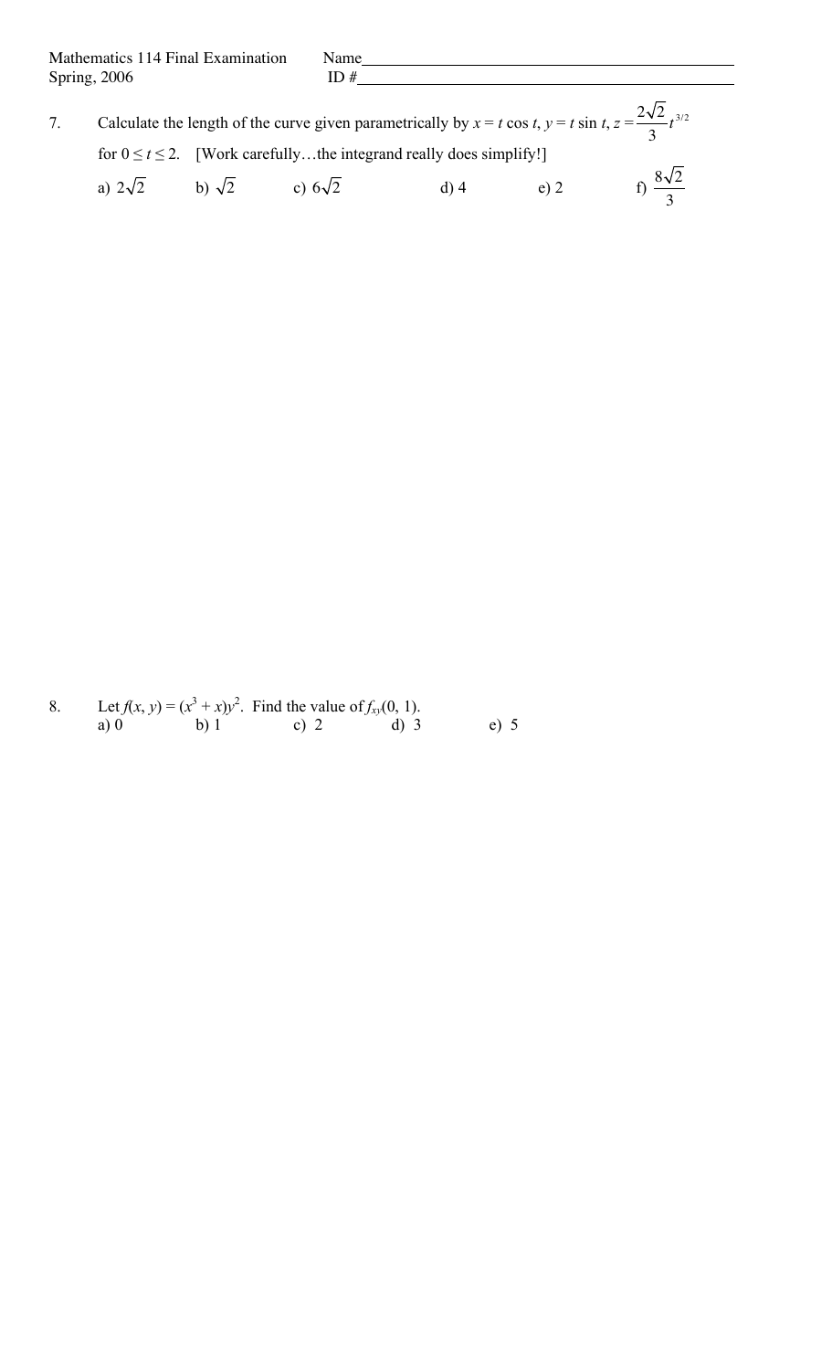Mathematics 114 Final Examination Name______________________________

Spring, 2006 ID #______________________________

7. Calculate the length of the curve given parametrically by $x = t\cos t$, $y = t\sin t$, $z = \dfrac{2\sqrt{2}}{3}t^{3/2}$ for $0 \le t \le 2$. [Work carefully…the integrand really does simplify!]

a) $2\sqrt{2}$ b) $\sqrt{2}$ c) $6\sqrt{2}$ d) 4 e) 2 f) $\dfrac{8\sqrt{2}}{3}$

8. Let $f(x, y) = (x^3 + x)y^2$. Find the value of $f_{xy}(0, 1)$.

a) 0 b) 1 c) 2 d) 3 e) 5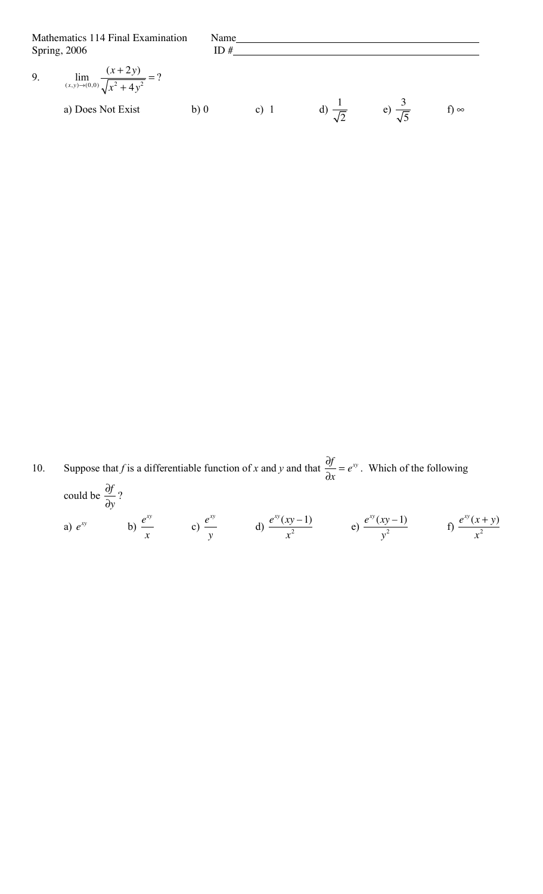Mathematics 114 Final Examination Spring, 2006

Name\_\_\_\_\_\_\_\_\_\_\_\_\_\_\_\_\_\_\_\_\_\_\_\_\_\_\_\_\_\_\_\_\_\_\_\_\_\_\_\_

ID #\_\_\_\_\_\_\_\_\_\_\_\_\_\_\_\_\_\_\_\_\_\_\_\_\_\_\_\_\_\_\_\_\_\_\_\_\_\_\_\_

9. $\lim\limits_{(x,y)\to(0,0)} \dfrac{(x+2y)}{\sqrt{x^2+4y^2}} = ?$

a) Does Not Exist  b) 0  c) 1  d) $\dfrac{1}{\sqrt{2}}$  e) $\dfrac{3}{\sqrt{5}}$  f) $\infty$

10. Suppose that $f$ is a differentiable function of $x$ and $y$ and that $\dfrac{\partial f}{\partial x} = e^{xy}$. Which of the following could be $\dfrac{\partial f}{\partial y}$?

a) $e^{xy}$  b) $\dfrac{e^{xy}}{x}$  c) $\dfrac{e^{xy}}{y}$  d) $\dfrac{e^{xy}(xy-1)}{x^2}$  e) $\dfrac{e^{xy}(xy-1)}{y^2}$  f) $\dfrac{e^{xy}(x+y)}{x^2}$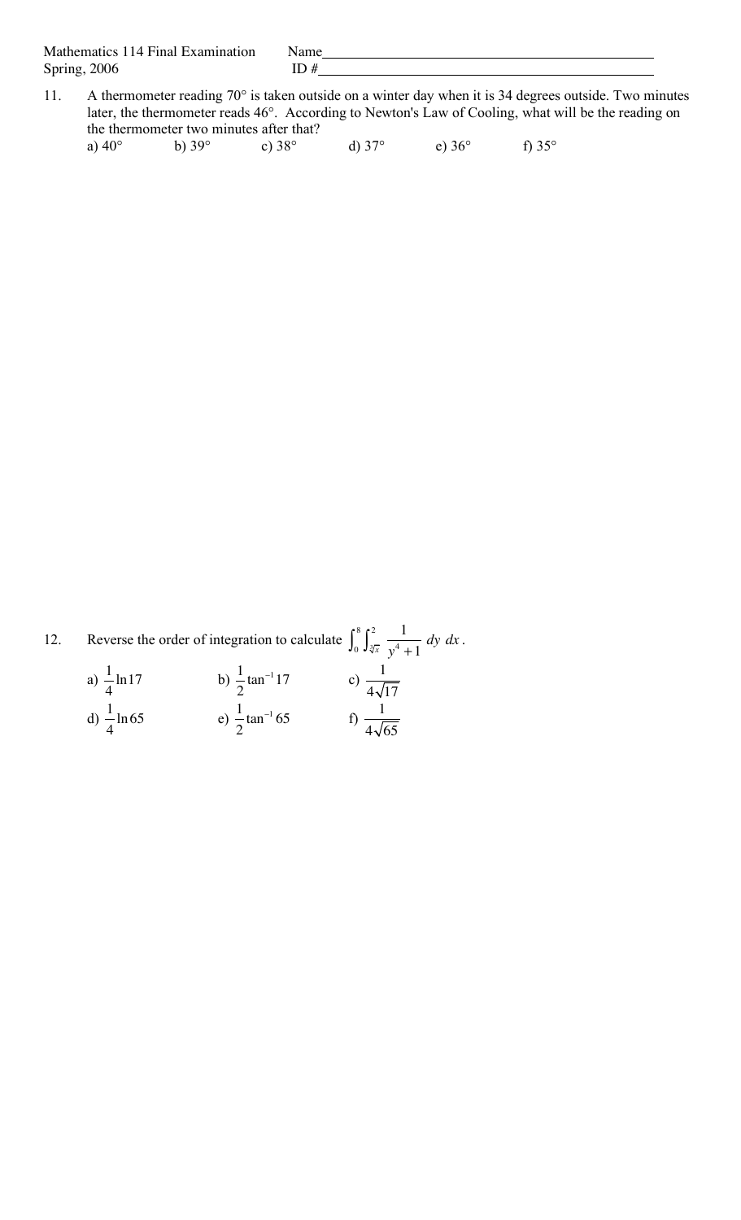Mathematics 114 Final Examination Name________________________________________________
Spring, 2006 ID #________________________________________________

11. A thermometer reading 70° is taken outside on a winter day when it is 34 degrees outside. Two minutes later, the thermometer reads 46°. According to Newton's Law of Cooling, what will be the reading on the thermometer two minutes after that?

a) 40° b) 39° c) 38° d) 37° e) 36° f) 35°

12. Reverse the order of integration to calculate $\int_0^8 \int_{\sqrt[3]{x}}^2 \frac{1}{y^4+1}\, dy\, dx$.

a) $\frac{1}{4}\ln 17$ b) $\frac{1}{2}\tan^{-1} 17$ c) $\frac{1}{4\sqrt{17}}$

d) $\frac{1}{4}\ln 65$ e) $\frac{1}{2}\tan^{-1} 65$ f) $\frac{1}{4\sqrt{65}}$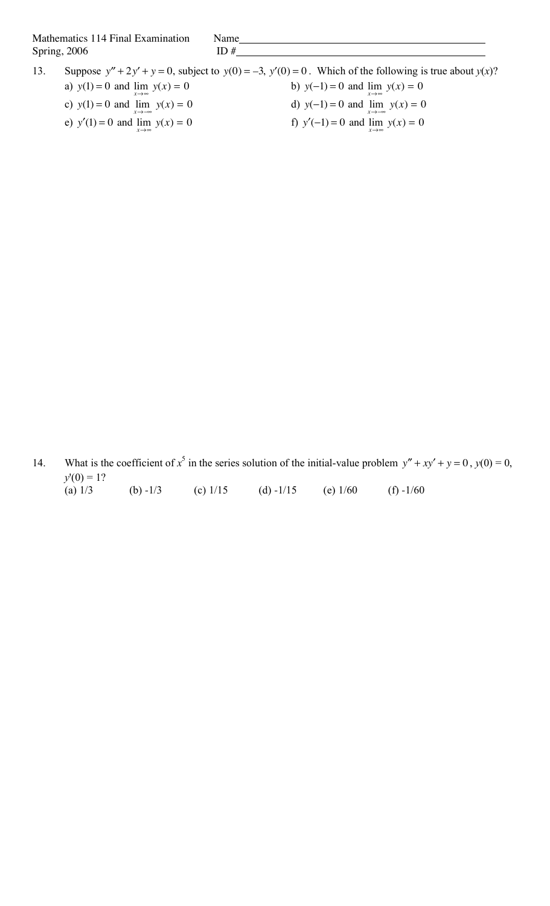Mathematics 114 Final Examination Name\_\_\_\_\_\_\_\_\_\_\_\_\_\_\_\_\_\_\_\_\_\_\_\_\_\_\_\_\_\_\_\_\_\_\_\_\_\_\_\_\_\_\_\_\_\_\_\_
Spring, 2006 ID #\_\_\_\_\_\_\_\_\_\_\_\_\_\_\_\_\_\_\_\_\_\_\_\_\_\_\_\_\_\_\_\_\_\_\_\_\_\_\_\_\_\_\_\_\_\_\_\_

13. Suppose $y'' + 2y' + y = 0$, subject to $y(0) = -3,\ y'(0) = 0$. Which of the following is true about $y(x)$?

a) $y(1) = 0$ and $\lim_{x\to\infty} y(x) = 0$

b) $y(-1) = 0$ and $\lim_{x\to\infty} y(x) = 0$

c) $y(1) = 0$ and $\lim_{x\to-\infty} y(x) = 0$

d) $y(-1) = 0$ and $\lim_{x\to-\infty} y(x) = 0$

e) $y'(1) = 0$ and $\lim_{x\to\infty} y(x) = 0$

f) $y'(-1) = 0$ and $\lim_{x\to\infty} y(x) = 0$

14. What is the coefficient of $x^5$ in the series solution of the initial-value problem $y'' + xy' + y = 0$, $y(0) = 0$, $y'(0) = 1$?

(a) 1/3 (b) -1/3 (c) 1/15 (d) -1/15 (e) 1/60 (f) -1/60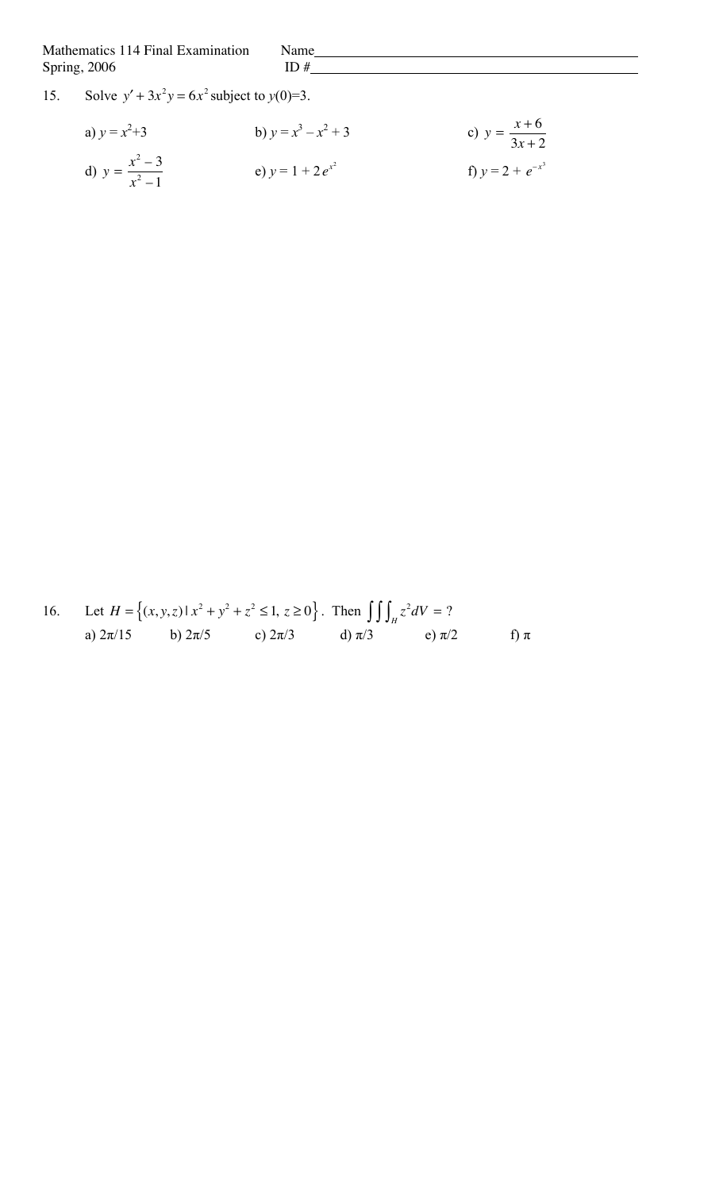Mathematics 114 Final Examination Spring, 2006

Name\_\_\_\_\_\_\_\_\_\_\_\_\_\_\_\_\_\_\_\_\_\_\_\_\_\_\_\_\_\_\_\_\_\_\_\_\_\_\_\_

ID #\_\_\_\_\_\_\_\_\_\_\_\_\_\_\_\_\_\_\_\_\_\_\_\_\_\_\_\_\_\_\_\_\_\_\_\_\_\_\_\_

15. Solve $y' + 3x^2 y = 6x^2$ subject to $y(0)=3$.

a) $y = x^2+3$ b) $y = x^3 - x^2 + 3$ c) $y = \dfrac{x+6}{3x+2}$

d) $y = \dfrac{x^2-3}{x^2-1}$ e) $y = 1 + 2e^{x^2}$ f) $y = 2 + e^{-x^3}$

16. Let $H = \left\{(x, y, z) \mid x^2 + y^2 + z^2 \le 1,\ z \ge 0\right\}$. Then $\iiint_H z^2 dV = ?$

a) $2\pi/15$ b) $2\pi/5$ c) $2\pi/3$ d) $\pi/3$ e) $\pi/2$ f) $\pi$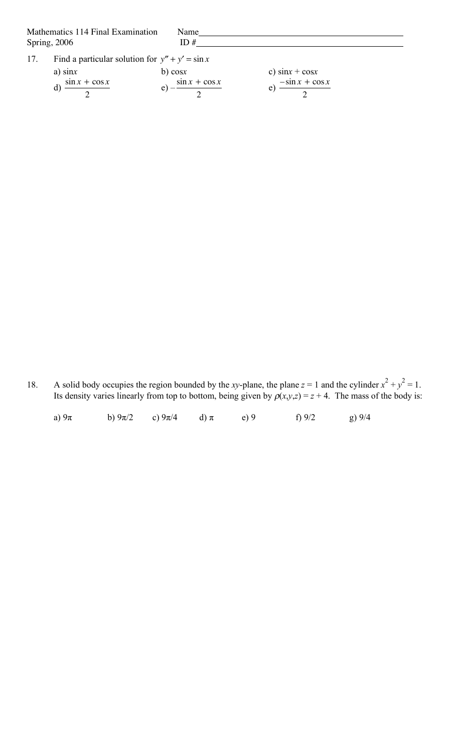Mathematics 114 Final Examination Spring, 2006

Name\_\_\_\_\_\_\_\_\_\_\_\_\_\_\_\_\_\_\_\_\_\_\_\_\_\_\_\_\_\_\_\_\_\_\_\_

ID #\_\_\_\_\_\_\_\_\_\_\_\_\_\_\_\_\_\_\_\_\_\_\_\_\_\_\_\_\_\_\_\_\_\_\_\_

17. Find a particular solution for $y'' + y' = \sin x$

a) $\sin x$

b) $\cos x$

c) $\sin x + \cos x$

d) $\dfrac{\sin x + \cos x}{2}$

e) $-\dfrac{\sin x + \cos x}{2}$

e) $\dfrac{-\sin x + \cos x}{2}$

18. A solid body occupies the region bounded by the *xy*-plane, the plane $z = 1$ and the cylinder $x^2 + y^2 = 1$. Its density varies linearly from top to bottom, being given by $\rho(x,y,z) = z + 4$. The mass of the body is:

a) $9\pi$

b) $9\pi/2$

c) $9\pi/4$

d) $\pi$

e) 9

f) 9/2

g) 9/4